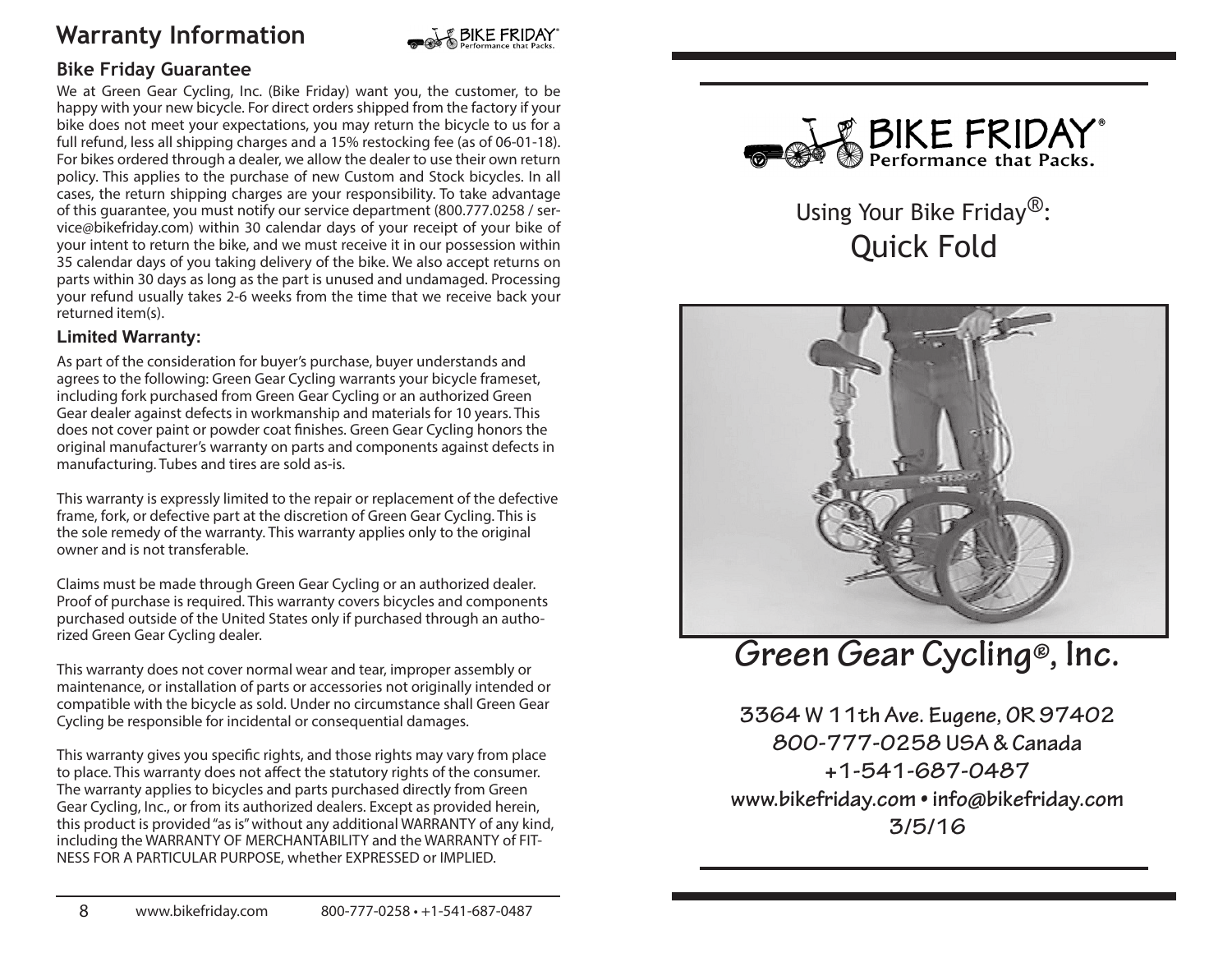# Warranty Information

## Bike Friday Guarantee

We at Green Gear Cycling, Inc. (Bike Friday) want you, the customer, to be happy with your new bicycle. For direct orders shipped from the factory if your bike does not meet your expectations, you may return the bicycle to us for a full refund, less all shipping charges and a 15% restocking fee (as of 06-01-18). For bikes ordered through a dealer, we allow the dealer to use their own return policy. This applies to the purchase of new Custom and Stock bicycles. In all cases, the return shipping charges are your responsibility. To take advantage of this guarantee, you must notify our service department (800.777.0258 / service@bikefriday.com) within 30 calendar days of your receipt of your bike of your intent to return the bike, and we must receive it in our possession within 35 calendar days of you taking delivery of the bike. We also accept returns on parts within 30 days as long as the part is unused and undamaged. Processing your refund usually takes 2-6 weeks from the time that we receive back your returned item(s).

## Limited Warranty:

As part of the consideration for buyer's purchase, buyer understands and agrees to the following: Green Gear Cycling warrants your bicycle frameset, including fork purchased from Green Gear Cycling or an authorized Green Gear dealer against defects in workmanship and materials for 10 years. This does not cover paint or powder coat finishes. Green Gear Cycling honors the original manufacturer's warranty on parts and components against defects in manufacturing. Tubes and tires are sold as-is.

This warranty is expressly limited to the repair or replacement of the defective frame, fork, or defective part at the discretion of Green Gear Cycling. This is the sole remedy of the warranty. This warranty applies only to the original owner and is not transferable.

Claims must be made through Green Gear Cycling or an authorized dealer. Proof of purchase is required. This warranty covers bicycles and components purchased outside of the United States only if purchased through an authorized Green Gear Cycling dealer.

This warranty does not cover normal wear and tear, improper assembly or maintenance, or installation of parts or accessories not originally intended or compatible with the bicycle as sold. Under no circumstance shall Green Gear Cycling be responsible for incidental or consequential damages.

This warranty gives you specific rights, and those rights may vary from place to place. This warranty does not affect the statutory rights of the consumer. The warranty applies to bicycles and parts purchased directly from Green Gear Cycling, Inc., or from its authorized dealers. Except as provided herein, this product is provided "as is" without any additional WARRANTY of any kind, including the WARRANTY OF MERCHANTABILITY and the WARRANTY of FITNESS FOR A PARTICULAR PURPOSE, whether EXPRESSED or IMPLIED.

---

BIKE FRIDAY®
Performance that Packs.

# Using Your Bike Friday®: Quick Fold

## Green Gear Cycling®, Inc.

3364 W 11th Ave. Eugene, OR 97402
800-777-0258 USA & Canada
+1-541-687-0487
www.bikefriday.com • info@bikefriday.com
3/5/16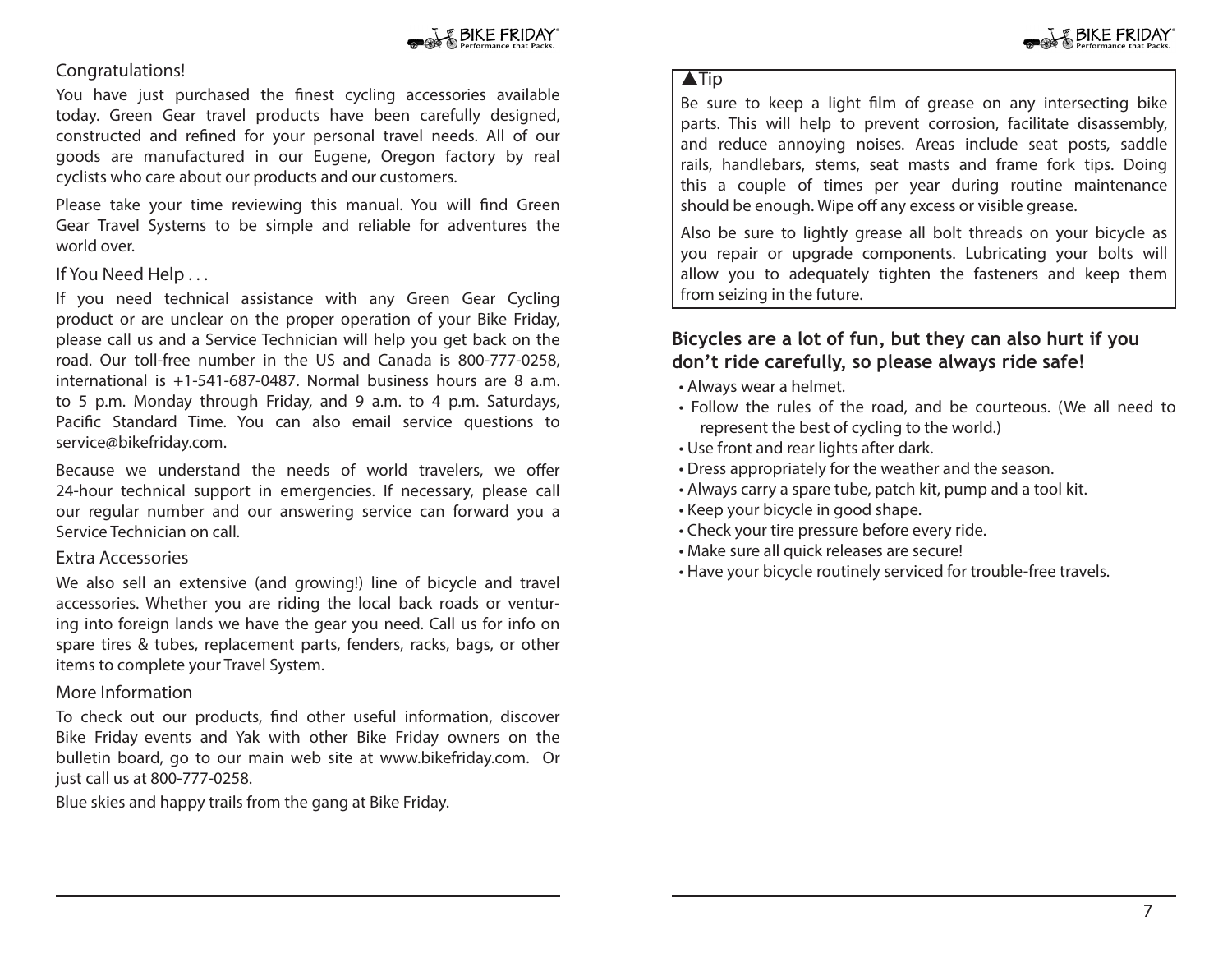## Congratulations!

You have just purchased the finest cycling accessories available today. Green Gear travel products have been carefully designed, constructed and refined for your personal travel needs. All of our goods are manufactured in our Eugene, Oregon factory by real cyclists who care about our products and our customers.

Please take your time reviewing this manual. You will find Green Gear Travel Systems to be simple and reliable for adventures the world over.

## If You Need Help . . .

If you need technical assistance with any Green Gear Cycling product or are unclear on the proper operation of your Bike Friday, please call us and a Service Technician will help you get back on the road. Our toll-free number in the US and Canada is 800-777-0258, international is +1-541-687-0487. Normal business hours are 8 a.m. to 5 p.m. Monday through Friday, and 9 a.m. to 4 p.m. Saturdays, Pacific Standard Time. You can also email service questions to service@bikefriday.com.

Because we understand the needs of world travelers, we offer 24-hour technical support in emergencies. If necessary, please call our regular number and our answering service can forward you a Service Technician on call.

## Extra Accessories

We also sell an extensive (and growing!) line of bicycle and travel accessories. Whether you are riding the local back roads or venturing into foreign lands we have the gear you need. Call us for info on spare tires & tubes, replacement parts, fenders, racks, bags, or other items to complete your Travel System.

## More Information

To check out our products, find other useful information, discover Bike Friday events and Yak with other Bike Friday owners on the bulletin board, go to our main web site at www.bikefriday.com. Or just call us at 800-777-0258.

Blue skies and happy trails from the gang at Bike Friday.

> ▲Tip
>
> Be sure to keep a light film of grease on any intersecting bike parts. This will help to prevent corrosion, facilitate disassembly, and reduce annoying noises. Areas include seat posts, saddle rails, handlebars, stems, seat masts and frame fork tips. Doing this a couple of times per year during routine maintenance should be enough. Wipe off any excess or visible grease.
>
> Also be sure to lightly grease all bolt threads on your bicycle as you repair or upgrade components. Lubricating your bolts will allow you to adequately tighten the fasteners and keep them from seizing in the future.

**Bicycles are a lot of fun, but they can also hurt if you don't ride carefully, so please always ride safe!**

- Always wear a helmet.
- Follow the rules of the road, and be courteous. (We all need to represent the best of cycling to the world.)
- Use front and rear lights after dark.
- Dress appropriately for the weather and the season.
- Always carry a spare tube, patch kit, pump and a tool kit.
- Keep your bicycle in good shape.
- Check your tire pressure before every ride.
- Make sure all quick releases are secure!
- Have your bicycle routinely serviced for trouble-free travels.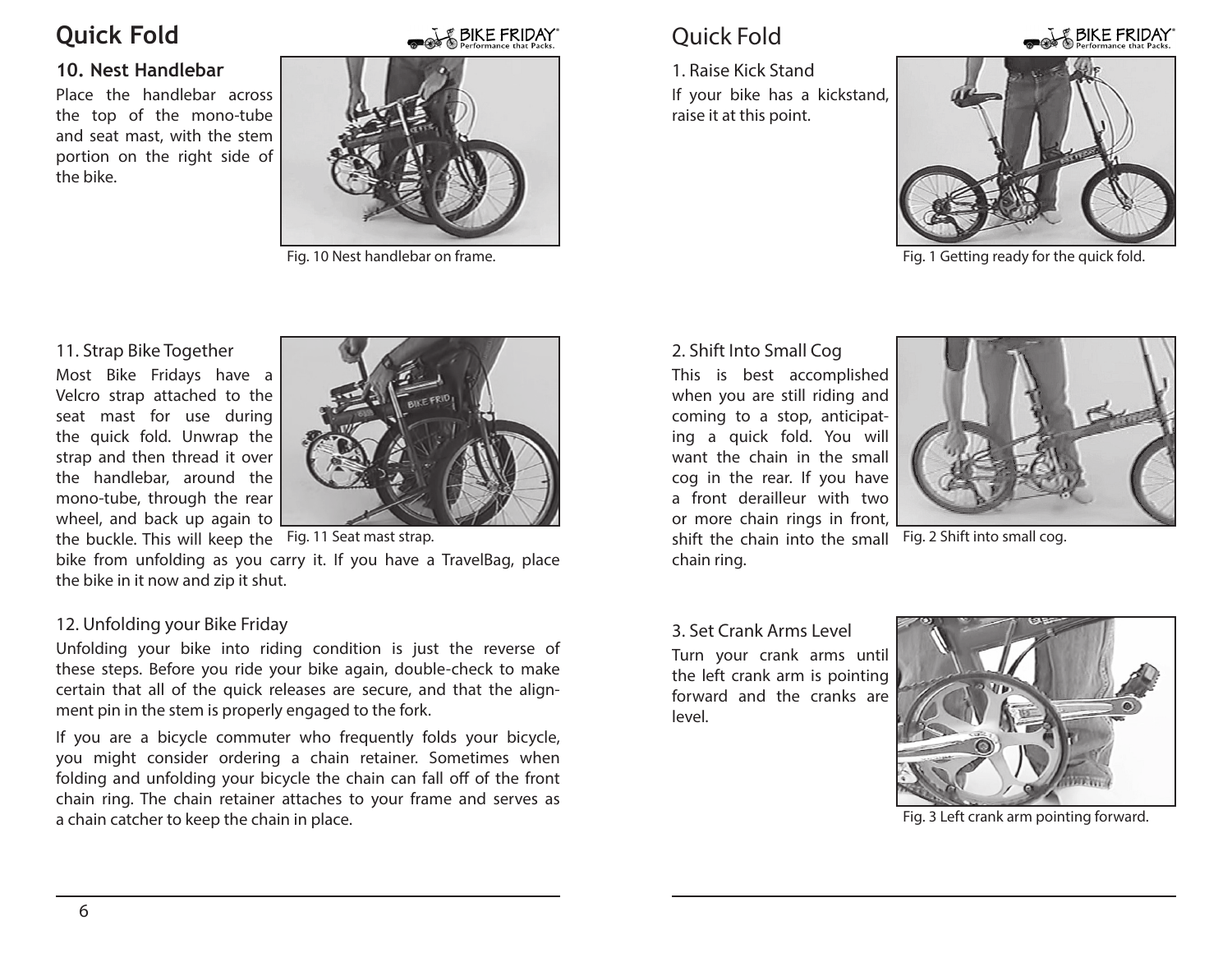# Quick Fold

## 10. Nest Handlebar

Place the handlebar across the top of the mono-tube and seat mast, with the stem portion on the right side of the bike.

Fig. 10 Nest handlebar on frame.

## 11. Strap Bike Together

Most Bike Fridays have a Velcro strap attached to the seat mast for use during the quick fold. Unwrap the strap and then thread it over the handlebar, around the mono-tube, through the rear wheel, and back up again to the buckle. This will keep the bike from unfolding as you carry it. If you have a TravelBag, place the bike in it now and zip it shut.

Fig. 11 Seat mast strap.

## 12. Unfolding your Bike Friday

Unfolding your bike into riding condition is just the reverse of these steps. Before you ride your bike again, double-check to make certain that all of the quick releases are secure, and that the alignment pin in the stem is properly engaged to the fork.

If you are a bicycle commuter who frequently folds your bicycle, you might consider ordering a chain retainer. Sometimes when folding and unfolding your bicycle the chain can fall off of the front chain ring. The chain retainer attaches to your frame and serves as a chain catcher to keep the chain in place.

# Quick Fold

## 1. Raise Kick Stand

If your bike has a kickstand, raise it at this point.

Fig. 1 Getting ready for the quick fold.

## 2. Shift Into Small Cog

This is best accomplished when you are still riding and coming to a stop, anticipating a quick fold. You will want the chain in the small cog in the rear. If you have a front derailleur with two or more chain rings in front, shift the chain into the small chain ring.

Fig. 2 Shift into small cog.

## 3. Set Crank Arms Level

Turn your crank arms until the left crank arm is pointing forward and the cranks are level.

Fig. 3 Left crank arm pointing forward.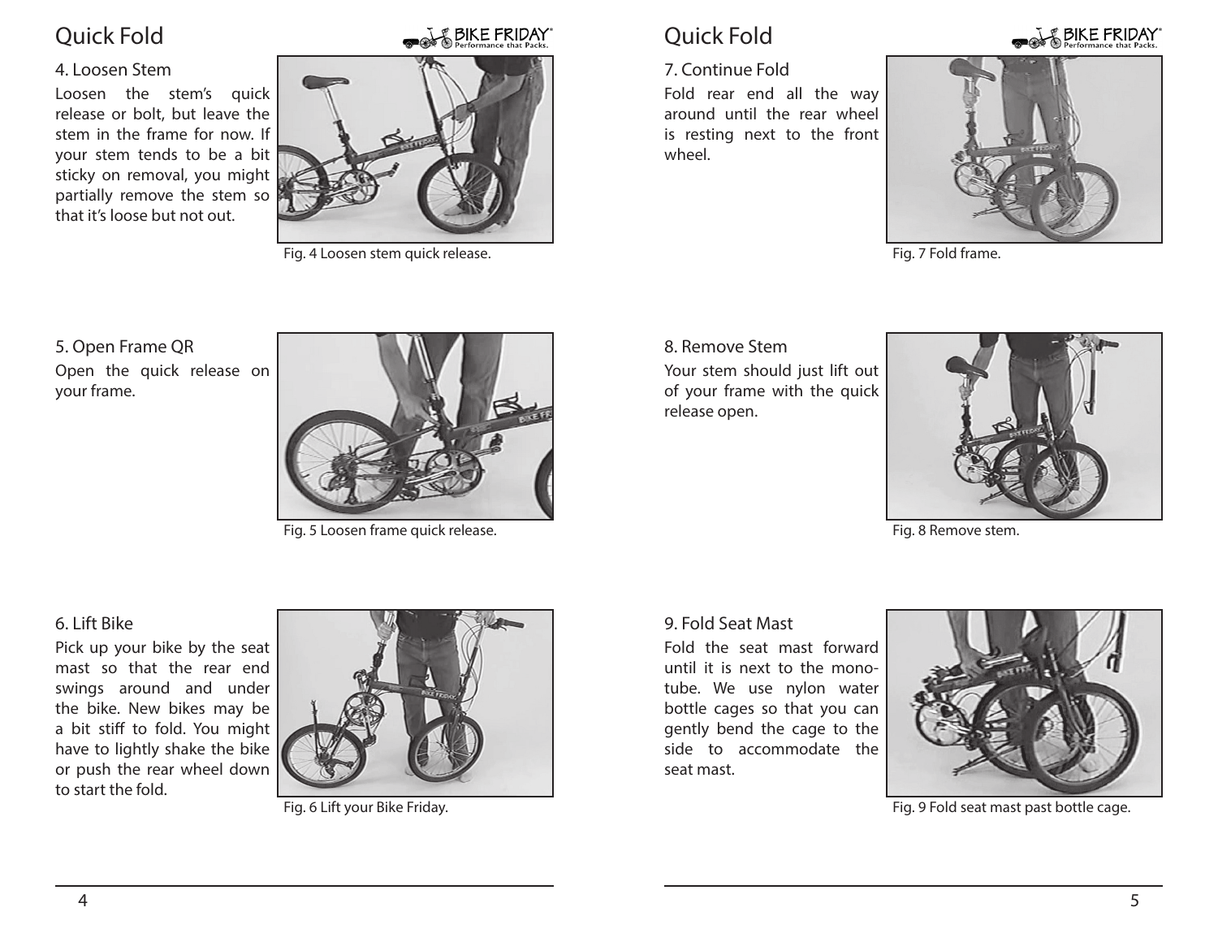# Quick Fold

### 4. Loosen Stem

Loosen the stem's quick release or bolt, but leave the stem in the frame for now. If your stem tends to be a bit sticky on removal, you might partially remove the stem so that it's loose but not out.

Fig. 4 Loosen stem quick release.

### 5. Open Frame QR

Open the quick release on your frame.

Fig. 5 Loosen frame quick release.

### 6. Lift Bike

Pick up your bike by the seat mast so that the rear end swings around and under the bike. New bikes may be a bit stiff to fold. You might have to lightly shake the bike or push the rear wheel down to start the fold.

Fig. 6 Lift your Bike Friday.

# Quick Fold

### 7. Continue Fold

Fold rear end all the way around until the rear wheel is resting next to the front wheel.

Fig. 7 Fold frame.

### 8. Remove Stem

Your stem should just lift out of your frame with the quick release open.

Fig. 8 Remove stem.

### 9. Fold Seat Mast

Fold the seat mast forward until it is next to the mono-tube. We use nylon water bottle cages so that you can gently bend the cage to the side to accommodate the seat mast.

Fig. 9 Fold seat mast past bottle cage.